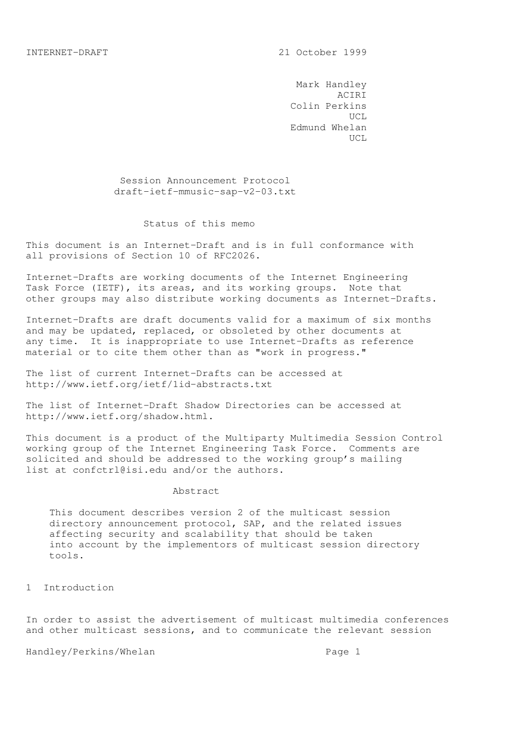INTERNET-DRAFT 21 October 1999

Mark Handley
ACIRI
Colin Perkins
UCL
Edmund Whelan
UCL

# Session Announcement Protocol
draft-ietf-mmusic-sap-v2-03.txt

## Status of this memo

This document is an Internet-Draft and is in full conformance with all provisions of Section 10 of RFC2026.

Internet-Drafts are working documents of the Internet Engineering Task Force (IETF), its areas, and its working groups. Note that other groups may also distribute working documents as Internet-Drafts.

Internet-Drafts are draft documents valid for a maximum of six months and may be updated, replaced, or obsoleted by other documents at any time. It is inappropriate to use Internet-Drafts as reference material or to cite them other than as "work in progress."

The list of current Internet-Drafts can be accessed at http://www.ietf.org/ietf/1id-abstracts.txt

The list of Internet-Draft Shadow Directories can be accessed at http://www.ietf.org/shadow.html.

This document is a product of the Multiparty Multimedia Session Control working group of the Internet Engineering Task Force. Comments are solicited and should be addressed to the working group's mailing list at confctrl@isi.edu and/or the authors.

## Abstract

This document describes version 2 of the multicast session directory announcement protocol, SAP, and the related issues affecting security and scalability that should be taken into account by the implementors of multicast session directory tools.

## 1 Introduction

In order to assist the advertisement of multicast multimedia conferences and other multicast sessions, and to communicate the relevant session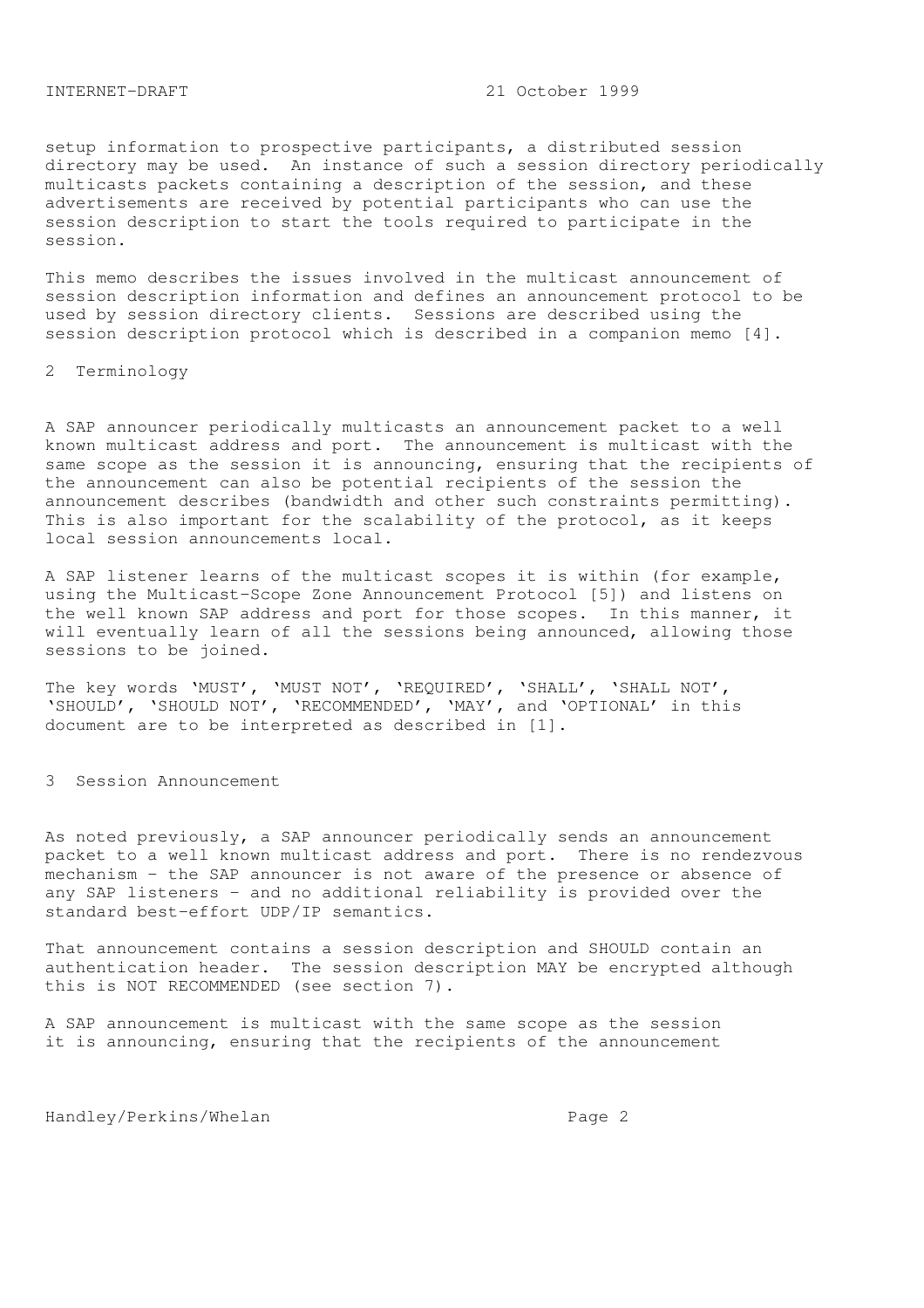setup information to prospective participants, a distributed session directory may be used. An instance of such a session directory periodically multicasts packets containing a description of the session, and these advertisements are received by potential participants who can use the session description to start the tools required to participate in the session.

This memo describes the issues involved in the multicast announcement of session description information and defines an announcement protocol to be used by session directory clients. Sessions are described using the session description protocol which is described in a companion memo [4].

## 2 Terminology

A SAP announcer periodically multicasts an announcement packet to a well known multicast address and port. The announcement is multicast with the same scope as the session it is announcing, ensuring that the recipients of the announcement can also be potential recipients of the session the announcement describes (bandwidth and other such constraints permitting). This is also important for the scalability of the protocol, as it keeps local session announcements local.

A SAP listener learns of the multicast scopes it is within (for example, using the Multicast-Scope Zone Announcement Protocol [5]) and listens on the well known SAP address and port for those scopes. In this manner, it will eventually learn of all the sessions being announced, allowing those sessions to be joined.

The key words 'MUST', 'MUST NOT', 'REQUIRED', 'SHALL', 'SHALL NOT', 'SHOULD', 'SHOULD NOT', 'RECOMMENDED', 'MAY', and 'OPTIONAL' in this document are to be interpreted as described in [1].

## 3 Session Announcement

As noted previously, a SAP announcer periodically sends an announcement packet to a well known multicast address and port. There is no rendezvous mechanism - the SAP announcer is not aware of the presence or absence of any SAP listeners - and no additional reliability is provided over the standard best-effort UDP/IP semantics.

That announcement contains a session description and SHOULD contain an authentication header. The session description MAY be encrypted although this is NOT RECOMMENDED (see section 7).

A SAP announcement is multicast with the same scope as the session it is announcing, ensuring that the recipients of the announcement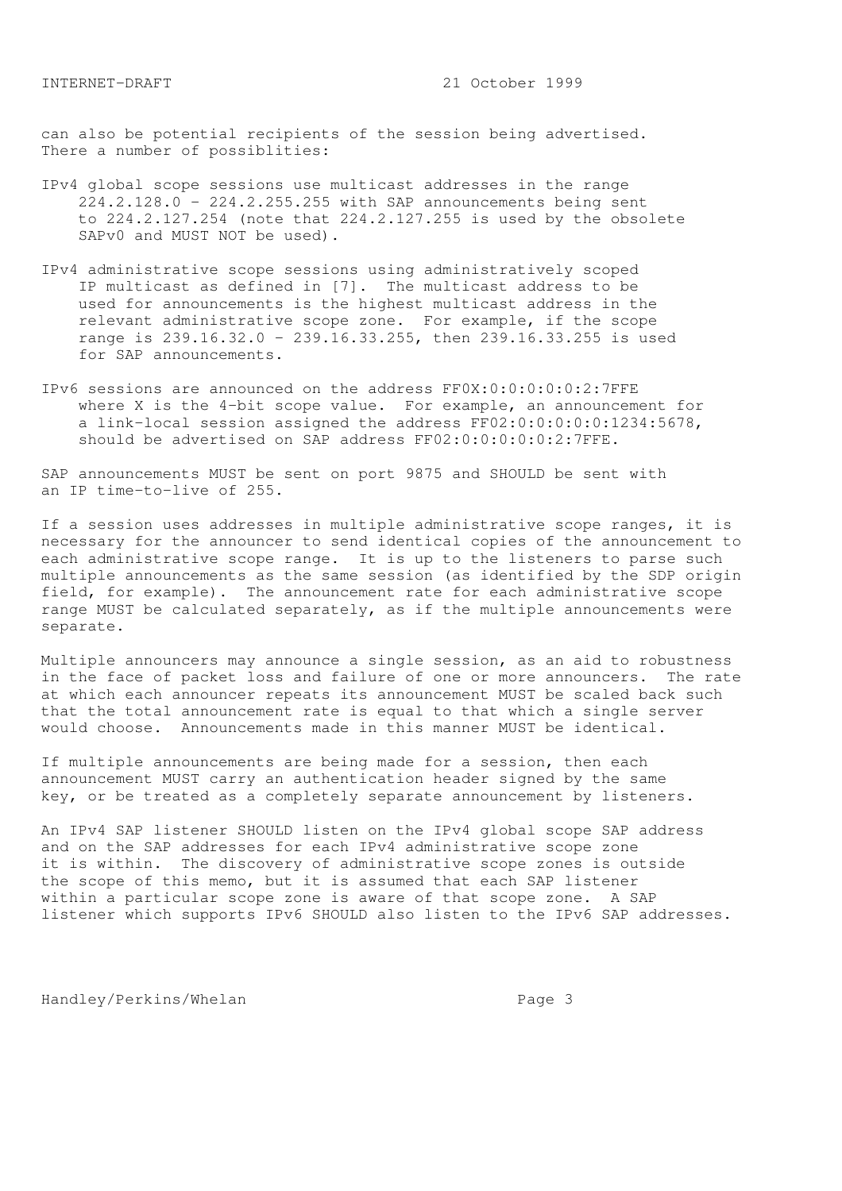can also be potential recipients of the session being advertised. There a number of possiblities:

IPv4 global scope sessions use multicast addresses in the range 224.2.128.0 - 224.2.255.255 with SAP announcements being sent to 224.2.127.254 (note that 224.2.127.255 is used by the obsolete SAPv0 and MUST NOT be used).

IPv4 administrative scope sessions using administratively scoped IP multicast as defined in [7]. The multicast address to be used for announcements is the highest multicast address in the relevant administrative scope zone. For example, if the scope range is 239.16.32.0 - 239.16.33.255, then 239.16.33.255 is used for SAP announcements.

IPv6 sessions are announced on the address FF0X:0:0:0:0:0:2:7FFE where X is the 4-bit scope value. For example, an announcement for a link-local session assigned the address FF02:0:0:0:0:0:1234:5678, should be advertised on SAP address FF02:0:0:0:0:0:2:7FFE.

SAP announcements MUST be sent on port 9875 and SHOULD be sent with an IP time-to-live of 255.

If a session uses addresses in multiple administrative scope ranges, it is necessary for the announcer to send identical copies of the announcement to each administrative scope range. It is up to the listeners to parse such multiple announcements as the same session (as identified by the SDP origin field, for example). The announcement rate for each administrative scope range MUST be calculated separately, as if the multiple announcements were separate.

Multiple announcers may announce a single session, as an aid to robustness in the face of packet loss and failure of one or more announcers. The rate at which each announcer repeats its announcement MUST be scaled back such that the total announcement rate is equal to that which a single server would choose. Announcements made in this manner MUST be identical.

If multiple announcements are being made for a session, then each announcement MUST carry an authentication header signed by the same key, or be treated as a completely separate announcement by listeners.

An IPv4 SAP listener SHOULD listen on the IPv4 global scope SAP address and on the SAP addresses for each IPv4 administrative scope zone it is within. The discovery of administrative scope zones is outside the scope of this memo, but it is assumed that each SAP listener within a particular scope zone is aware of that scope zone. A SAP listener which supports IPv6 SHOULD also listen to the IPv6 SAP addresses.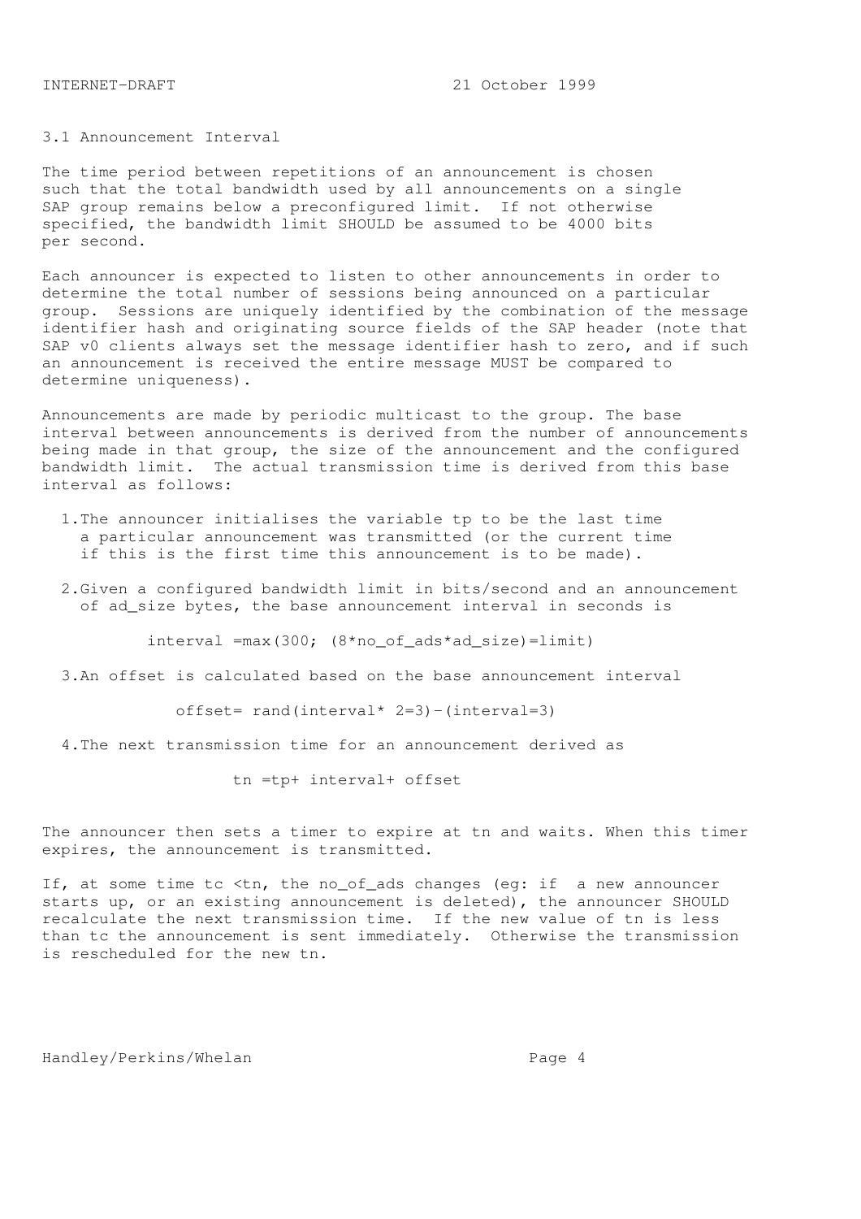### 3.1 Announcement Interval

The time period between repetitions of an announcement is chosen such that the total bandwidth used by all announcements on a single SAP group remains below a preconfigured limit. If not otherwise specified, the bandwidth limit SHOULD be assumed to be 4000 bits per second.

Each announcer is expected to listen to other announcements in order to determine the total number of sessions being announced on a particular group. Sessions are uniquely identified by the combination of the message identifier hash and originating source fields of the SAP header (note that SAP v0 clients always set the message identifier hash to zero, and if such an announcement is received the entire message MUST be compared to determine uniqueness).

Announcements are made by periodic multicast to the group. The base interval between announcements is derived from the number of announcements being made in that group, the size of the announcement and the configured bandwidth limit. The actual transmission time is derived from this base interval as follows:

1. The announcer initialises the variable tp to be the last time a particular announcement was transmitted (or the current time if this is the first time this announcement is to be made).

2. Given a configured bandwidth limit in bits/second and an announcement of ad_size bytes, the base announcement interval in seconds is

   interval =max(300; (8*no_of_ads*ad_size)=limit)

3. An offset is calculated based on the base announcement interval

   offset= rand(interval* 2=3)-(interval=3)

4. The next transmission time for an announcement derived as

   tn =tp+ interval+ offset

The announcer then sets a timer to expire at tn and waits. When this timer expires, the announcement is transmitted.

If, at some time tc <tn, the no_of_ads changes (eg: if a new announcer starts up, or an existing announcement is deleted), the announcer SHOULD recalculate the next transmission time. If the new value of tn is less than tc the announcement is sent immediately. Otherwise the transmission is rescheduled for the new tn.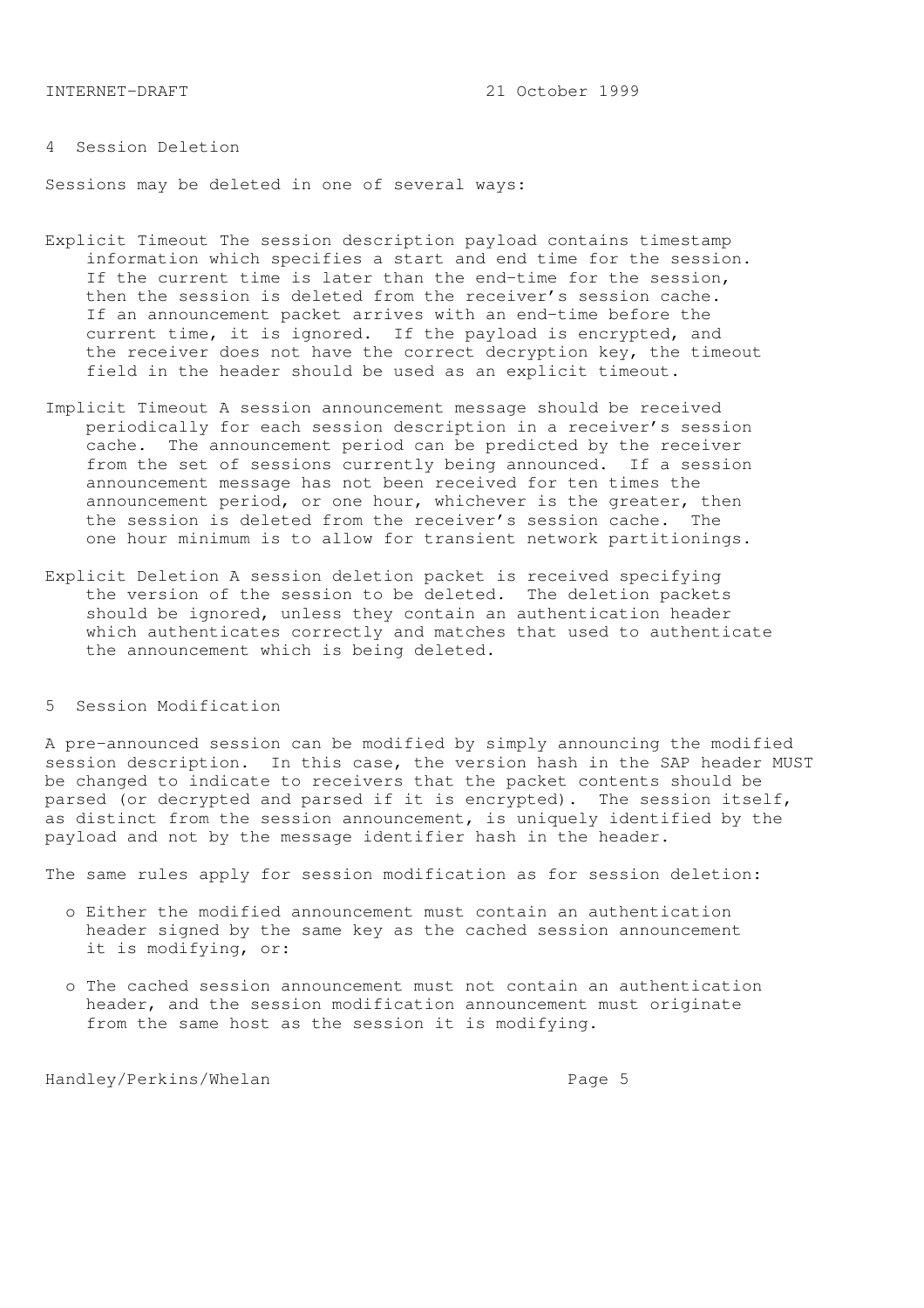## 4 Session Deletion

Sessions may be deleted in one of several ways:

**Explicit Timeout** The session description payload contains timestamp information which specifies a start and end time for the session. If the current time is later than the end-time for the session, then the session is deleted from the receiver's session cache. If an announcement packet arrives with an end-time before the current time, it is ignored. If the payload is encrypted, and the receiver does not have the correct decryption key, the timeout field in the header should be used as an explicit timeout.

**Implicit Timeout** A session announcement message should be received periodically for each session description in a receiver's session cache. The announcement period can be predicted by the receiver from the set of sessions currently being announced. If a session announcement message has not been received for ten times the announcement period, or one hour, whichever is the greater, then the session is deleted from the receiver's session cache. The one hour minimum is to allow for transient network partitionings.

**Explicit Deletion** A session deletion packet is received specifying the version of the session to be deleted. The deletion packets should be ignored, unless they contain an authentication header which authenticates correctly and matches that used to authenticate the announcement which is being deleted.

## 5 Session Modification

A pre-announced session can be modified by simply announcing the modified session description. In this case, the version hash in the SAP header MUST be changed to indicate to receivers that the packet contents should be parsed (or decrypted and parsed if it is encrypted). The session itself, as distinct from the session announcement, is uniquely identified by the payload and not by the message identifier hash in the header.

The same rules apply for session modification as for session deletion:

- Either the modified announcement must contain an authentication header signed by the same key as the cached session announcement it is modifying, or:
- The cached session announcement must not contain an authentication header, and the session modification announcement must originate from the same host as the session it is modifying.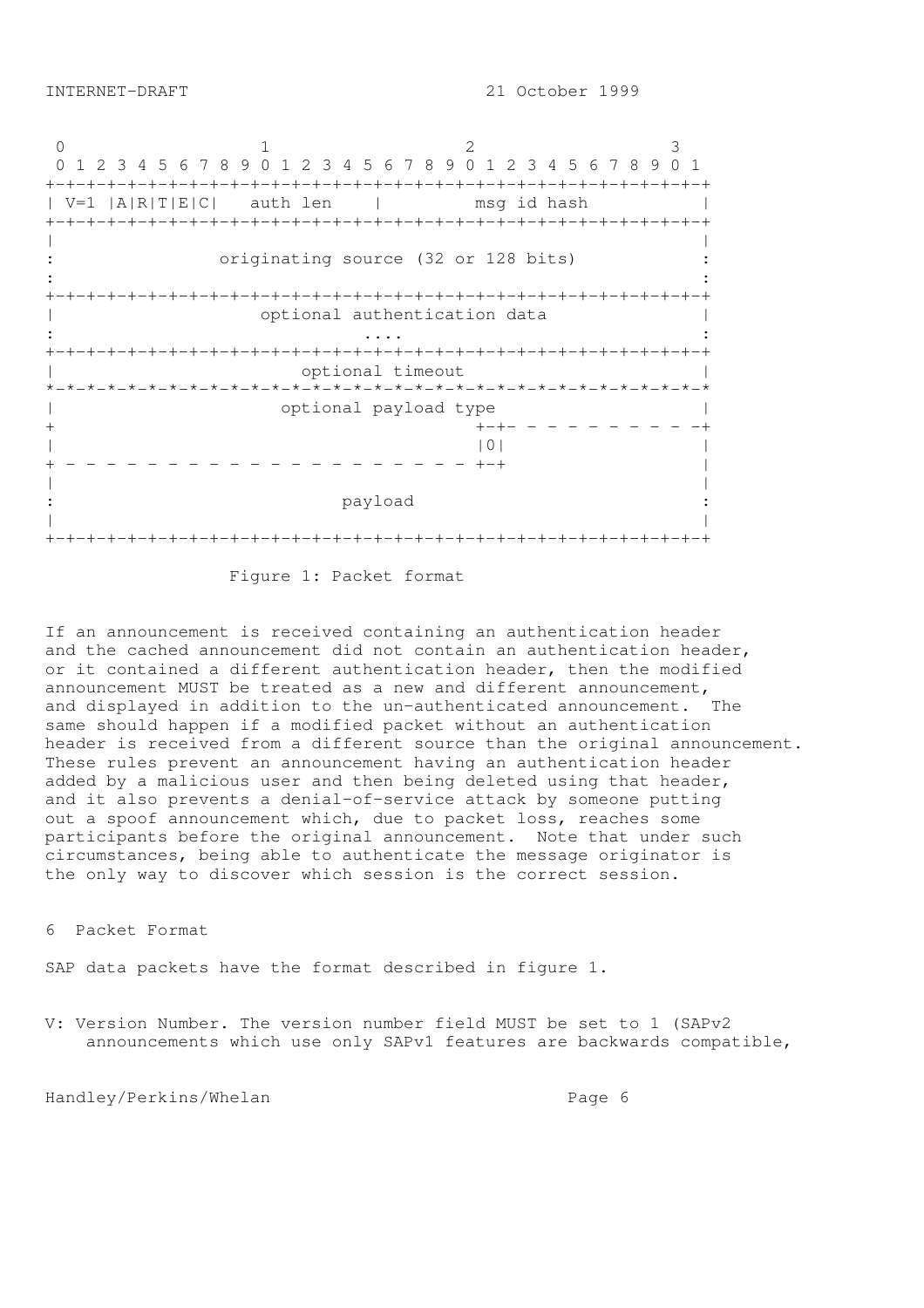```
 0                   1                   2                   3
 0 1 2 3 4 5 6 7 8 9 0 1 2 3 4 5 6 7 8 9 0 1 2 3 4 5 6 7 8 9 0 1
+-+-+-+-+-+-+-+-+-+-+-+-+-+-+-+-+-+-+-+-+-+-+-+-+-+-+-+-+-+-+-+-+
| V=1 |A|R|T|E|C|   auth len    |         msg id hash           |
+-+-+-+-+-+-+-+-+-+-+-+-+-+-+-+-+-+-+-+-+-+-+-+-+-+-+-+-+-+-+-+-+
|                                                               |
:              originating source (32 or 128 bits)              :
:                                                               :
+-+-+-+-+-+-+-+-+-+-+-+-+-+-+-+-+-+-+-+-+-+-+-+-+-+-+-+-+-+-+-+-+
|                    optional authentication data               |
:                              ....                             :
+-+-+-+-+-+-+-+-+-+-+-+-+-+-+-+-+-+-+-+-+-+-+-+-+-+-+-+-+-+-+-+-+
|                        optional timeout                       |
*-*-*-*-*-*-*-*-*-*-*-*-*-*-*-*-*-*-*-*-*-*-*-*-*-*-*-*-*-*-*-*-*
|                      optional payload type                    |
+                                         +-+- - - - - - - - - -+
|                                         |0|                   |
+ - - - - - - - - - - - - - - - - - - - - +-+                   |
|                                                               |
:                            payload                            :
|                                                               |
+-+-+-+-+-+-+-+-+-+-+-+-+-+-+-+-+-+-+-+-+-+-+-+-+-+-+-+-+-+-+-+-+
```

Figure 1: Packet format

If an announcement is received containing an authentication header and the cached announcement did not contain an authentication header, or it contained a different authentication header, then the modified announcement MUST be treated as a new and different announcement, and displayed in addition to the un-authenticated announcement. The same should happen if a modified packet without an authentication header is received from a different source than the original announcement. These rules prevent an announcement having an authentication header added by a malicious user and then being deleted using that header, and it also prevents a denial-of-service attack by someone putting out a spoof announcement which, due to packet loss, reaches some participants before the original announcement. Note that under such circumstances, being able to authenticate the message originator is the only way to discover which session is the correct session.

## 6 Packet Format

SAP data packets have the format described in figure 1.

V: Version Number. The version number field MUST be set to 1 (SAPv2 announcements which use only SAPv1 features are backwards compatible,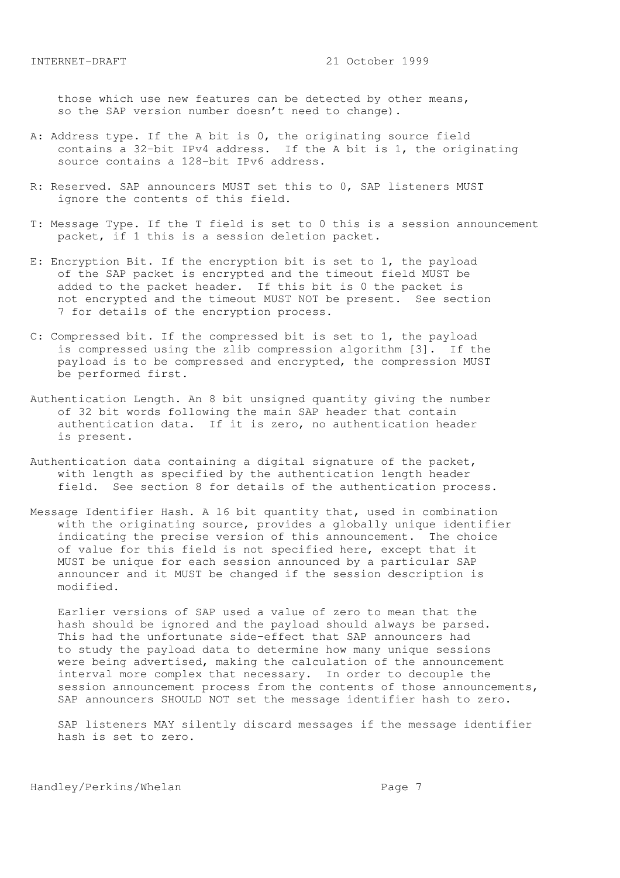those which use new features can be detected by other means, so the SAP version number doesn't need to change).

A: Address type. If the A bit is 0, the originating source field contains a 32-bit IPv4 address. If the A bit is 1, the originating source contains a 128-bit IPv6 address.

R: Reserved. SAP announcers MUST set this to 0, SAP listeners MUST ignore the contents of this field.

T: Message Type. If the T field is set to 0 this is a session announcement packet, if 1 this is a session deletion packet.

E: Encryption Bit. If the encryption bit is set to 1, the payload of the SAP packet is encrypted and the timeout field MUST be added to the packet header. If this bit is 0 the packet is not encrypted and the timeout MUST NOT be present. See section 7 for details of the encryption process.

C: Compressed bit. If the compressed bit is set to 1, the payload is compressed using the zlib compression algorithm [3]. If the payload is to be compressed and encrypted, the compression MUST be performed first.

Authentication Length. An 8 bit unsigned quantity giving the number of 32 bit words following the main SAP header that contain authentication data. If it is zero, no authentication header is present.

Authentication data containing a digital signature of the packet, with length as specified by the authentication length header field. See section 8 for details of the authentication process.

Message Identifier Hash. A 16 bit quantity that, used in combination with the originating source, provides a globally unique identifier indicating the precise version of this announcement. The choice of value for this field is not specified here, except that it MUST be unique for each session announced by a particular SAP announcer and it MUST be changed if the session description is modified.

Earlier versions of SAP used a value of zero to mean that the hash should be ignored and the payload should always be parsed. This had the unfortunate side-effect that SAP announcers had to study the payload data to determine how many unique sessions were being advertised, making the calculation of the announcement interval more complex that necessary. In order to decouple the session announcement process from the contents of those announcements, SAP announcers SHOULD NOT set the message identifier hash to zero.

SAP listeners MAY silently discard messages if the message identifier hash is set to zero.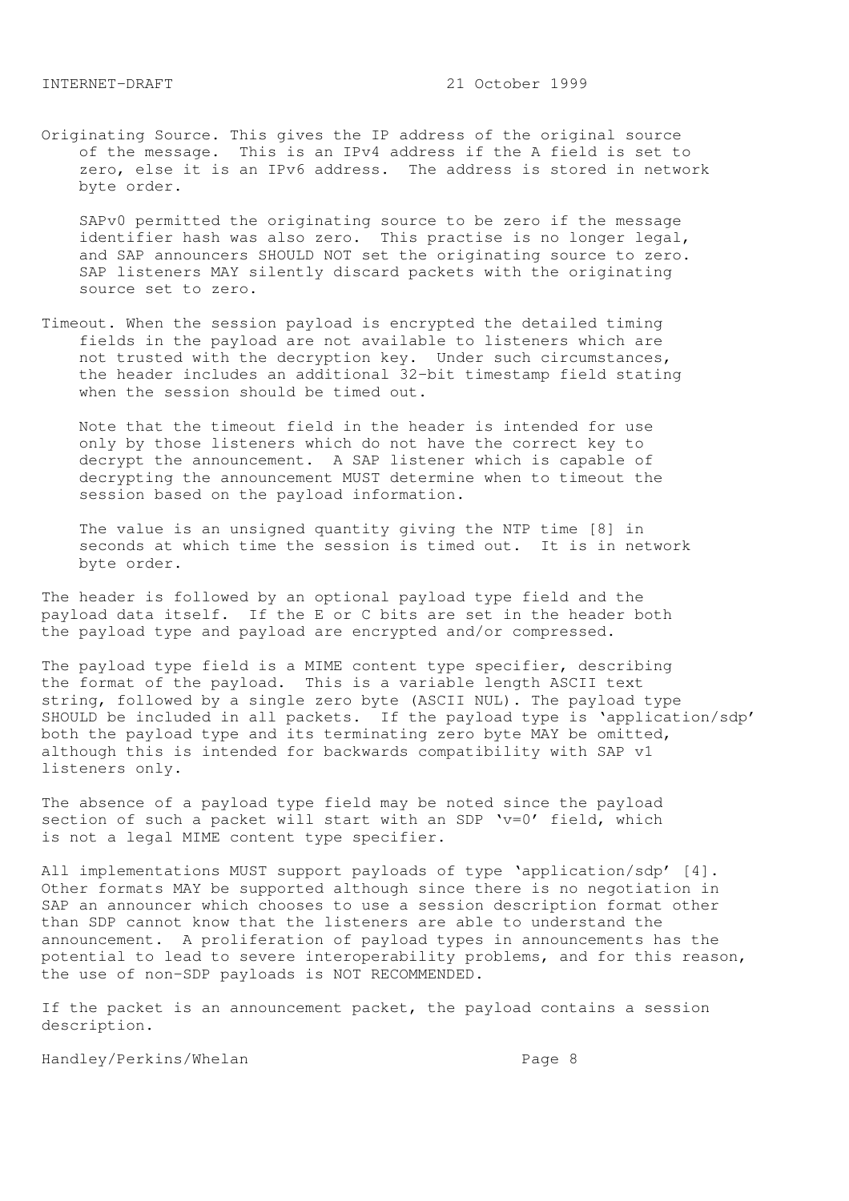Originating Source. This gives the IP address of the original source of the message. This is an IPv4 address if the A field is set to zero, else it is an IPv6 address. The address is stored in network byte order.

SAPv0 permitted the originating source to be zero if the message identifier hash was also zero. This practise is no longer legal, and SAP announcers SHOULD NOT set the originating source to zero. SAP listeners MAY silently discard packets with the originating source set to zero.

Timeout. When the session payload is encrypted the detailed timing fields in the payload are not available to listeners which are not trusted with the decryption key. Under such circumstances, the header includes an additional 32-bit timestamp field stating when the session should be timed out.

Note that the timeout field in the header is intended for use only by those listeners which do not have the correct key to decrypt the announcement. A SAP listener which is capable of decrypting the announcement MUST determine when to timeout the session based on the payload information.

The value is an unsigned quantity giving the NTP time [8] in seconds at which time the session is timed out. It is in network byte order.

The header is followed by an optional payload type field and the payload data itself. If the E or C bits are set in the header both the payload type and payload are encrypted and/or compressed.

The payload type field is a MIME content type specifier, describing the format of the payload. This is a variable length ASCII text string, followed by a single zero byte (ASCII NUL). The payload type SHOULD be included in all packets. If the payload type is 'application/sdp' both the payload type and its terminating zero byte MAY be omitted, although this is intended for backwards compatibility with SAP v1 listeners only.

The absence of a payload type field may be noted since the payload section of such a packet will start with an SDP 'v=0' field, which is not a legal MIME content type specifier.

All implementations MUST support payloads of type 'application/sdp' [4]. Other formats MAY be supported although since there is no negotiation in SAP an announcer which chooses to use a session description format other than SDP cannot know that the listeners are able to understand the announcement. A proliferation of payload types in announcements has the potential to lead to severe interoperability problems, and for this reason, the use of non-SDP payloads is NOT RECOMMENDED.

If the packet is an announcement packet, the payload contains a session description.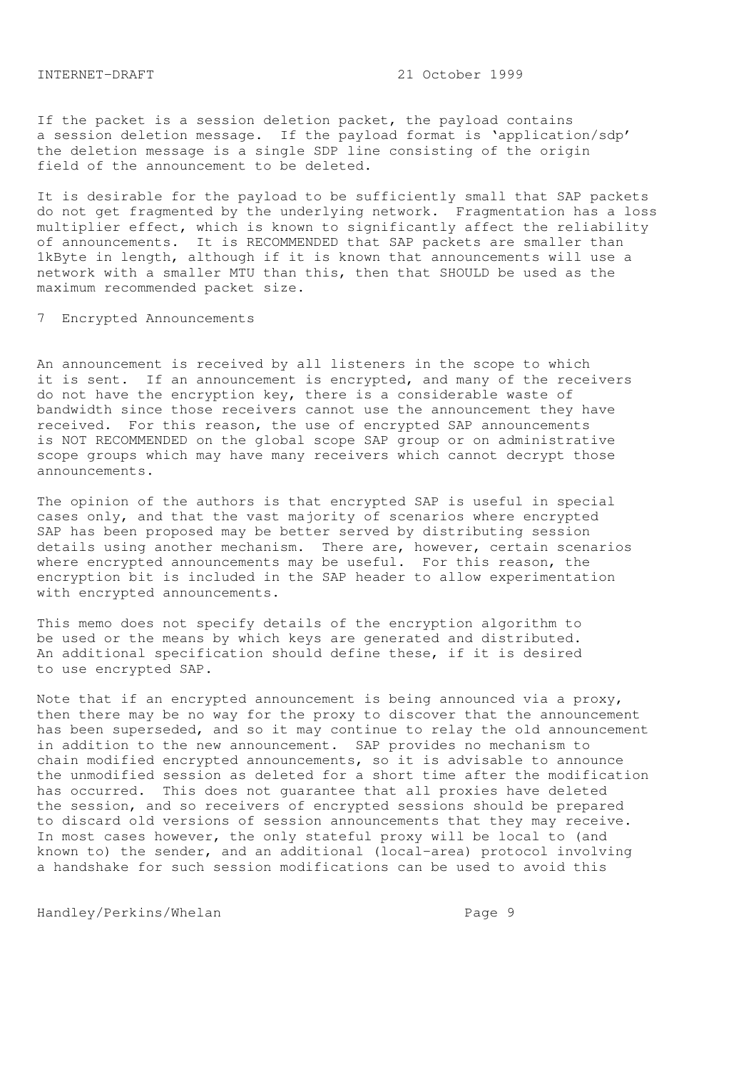If the packet is a session deletion packet, the payload contains a session deletion message. If the payload format is 'application/sdp' the deletion message is a single SDP line consisting of the origin field of the announcement to be deleted.

It is desirable for the payload to be sufficiently small that SAP packets do not get fragmented by the underlying network. Fragmentation has a loss multiplier effect, which is known to significantly affect the reliability of announcements. It is RECOMMENDED that SAP packets are smaller than 1kByte in length, although if it is known that announcements will use a network with a smaller MTU than this, then that SHOULD be used as the maximum recommended packet size.

## 7 Encrypted Announcements

An announcement is received by all listeners in the scope to which it is sent. If an announcement is encrypted, and many of the receivers do not have the encryption key, there is a considerable waste of bandwidth since those receivers cannot use the announcement they have received. For this reason, the use of encrypted SAP announcements is NOT RECOMMENDED on the global scope SAP group or on administrative scope groups which may have many receivers which cannot decrypt those announcements.

The opinion of the authors is that encrypted SAP is useful in special cases only, and that the vast majority of scenarios where encrypted SAP has been proposed may be better served by distributing session details using another mechanism. There are, however, certain scenarios where encrypted announcements may be useful. For this reason, the encryption bit is included in the SAP header to allow experimentation with encrypted announcements.

This memo does not specify details of the encryption algorithm to be used or the means by which keys are generated and distributed. An additional specification should define these, if it is desired to use encrypted SAP.

Note that if an encrypted announcement is being announced via a proxy, then there may be no way for the proxy to discover that the announcement has been superseded, and so it may continue to relay the old announcement in addition to the new announcement. SAP provides no mechanism to chain modified encrypted announcements, so it is advisable to announce the unmodified session as deleted for a short time after the modification has occurred. This does not guarantee that all proxies have deleted the session, and so receivers of encrypted sessions should be prepared to discard old versions of session announcements that they may receive. In most cases however, the only stateful proxy will be local to (and known to) the sender, and an additional (local-area) protocol involving a handshake for such session modifications can be used to avoid this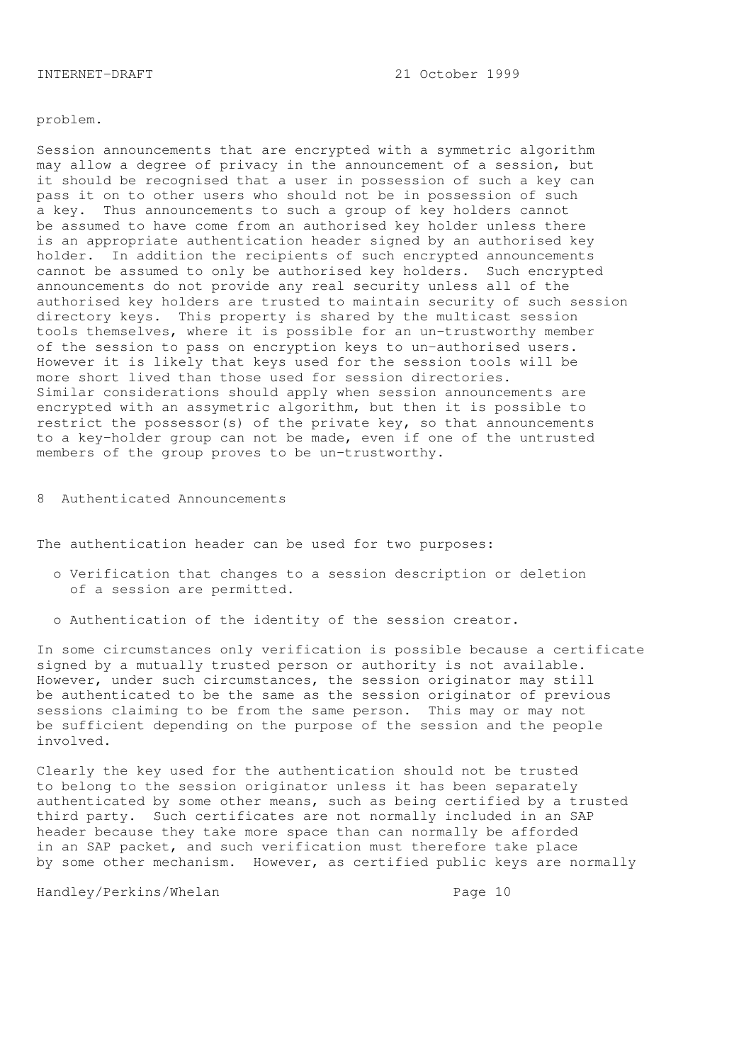problem.

Session announcements that are encrypted with a symmetric algorithm may allow a degree of privacy in the announcement of a session, but it should be recognised that a user in possession of such a key can pass it on to other users who should not be in possession of such a key. Thus announcements to such a group of key holders cannot be assumed to have come from an authorised key holder unless there is an appropriate authentication header signed by an authorised key holder. In addition the recipients of such encrypted announcements cannot be assumed to only be authorised key holders. Such encrypted announcements do not provide any real security unless all of the authorised key holders are trusted to maintain security of such session directory keys. This property is shared by the multicast session tools themselves, where it is possible for an un-trustworthy member of the session to pass on encryption keys to un-authorised users. However it is likely that keys used for the session tools will be more short lived than those used for session directories.
Similar considerations should apply when session announcements are encrypted with an assymetric algorithm, but then it is possible to restrict the possessor(s) of the private key, so that announcements to a key-holder group can not be made, even if one of the untrusted members of the group proves to be un-trustworthy.

## 8 Authenticated Announcements

The authentication header can be used for two purposes:

- Verification that changes to a session description or deletion of a session are permitted.
- Authentication of the identity of the session creator.

In some circumstances only verification is possible because a certificate signed by a mutually trusted person or authority is not available. However, under such circumstances, the session originator may still be authenticated to be the same as the session originator of previous sessions claiming to be from the same person. This may or may not be sufficient depending on the purpose of the session and the people involved.

Clearly the key used for the authentication should not be trusted to belong to the session originator unless it has been separately authenticated by some other means, such as being certified by a trusted third party. Such certificates are not normally included in an SAP header because they take more space than can normally be afforded in an SAP packet, and such verification must therefore take place by some other mechanism. However, as certified public keys are normally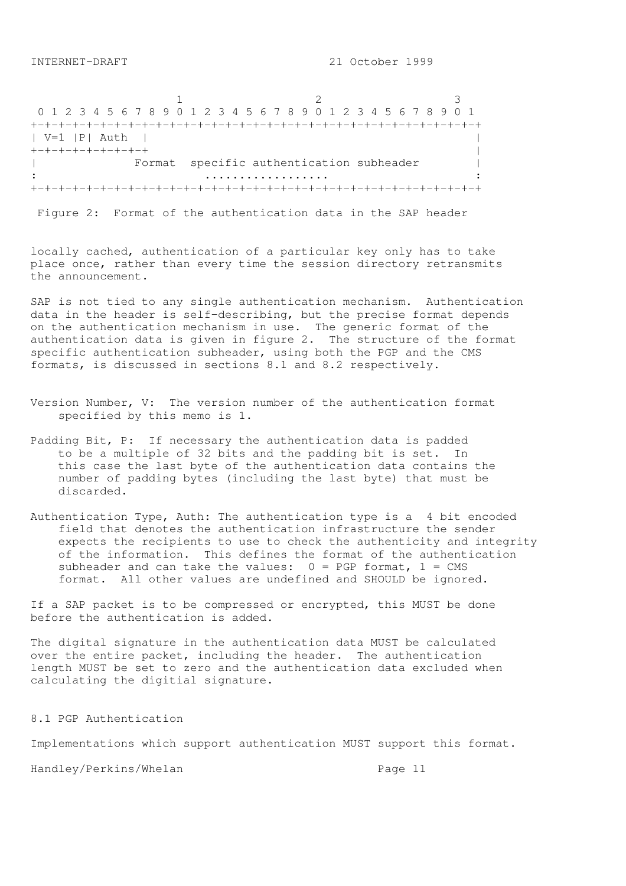```
                     1                   2                   3
 0 1 2 3 4 5 6 7 8 9 0 1 2 3 4 5 6 7 8 9 0 1 2 3 4 5 6 7 8 9 0 1
+-+-+-+-+-+-+-+-+-+-+-+-+-+-+-+-+-+-+-+-+-+-+-+-+-+-+-+-+-+-+-+-+
| V=1 |P| Auth  |                                               |
+-+-+-+-+-+-+-+-+                                               |
|              Format  specific authentication subheader        |
:                        ..................                     :
+-+-+-+-+-+-+-+-+-+-+-+-+-+-+-+-+-+-+-+-+-+-+-+-+-+-+-+-+-+-+-+-+
```

Figure 2: Format of the authentication data in the SAP header

locally cached, authentication of a particular key only has to take place once, rather than every time the session directory retransmits the announcement.

SAP is not tied to any single authentication mechanism. Authentication data in the header is self-describing, but the precise format depends on the authentication mechanism in use. The generic format of the authentication data is given in figure 2. The structure of the format specific authentication subheader, using both the PGP and the CMS formats, is discussed in sections 8.1 and 8.2 respectively.

Version Number, V: The version number of the authentication format specified by this memo is 1.

Padding Bit, P: If necessary the authentication data is padded to be a multiple of 32 bits and the padding bit is set. In this case the last byte of the authentication data contains the number of padding bytes (including the last byte) that must be discarded.

Authentication Type, Auth: The authentication type is a 4 bit encoded field that denotes the authentication infrastructure the sender expects the recipients to use to check the authenticity and integrity of the information. This defines the format of the authentication subheader and can take the values: 0 = PGP format, 1 = CMS format. All other values are undefined and SHOULD be ignored.

If a SAP packet is to be compressed or encrypted, this MUST be done before the authentication is added.

The digital signature in the authentication data MUST be calculated over the entire packet, including the header. The authentication length MUST be set to zero and the authentication data excluded when calculating the digitial signature.

## 8.1 PGP Authentication

Implementations which support authentication MUST support this format.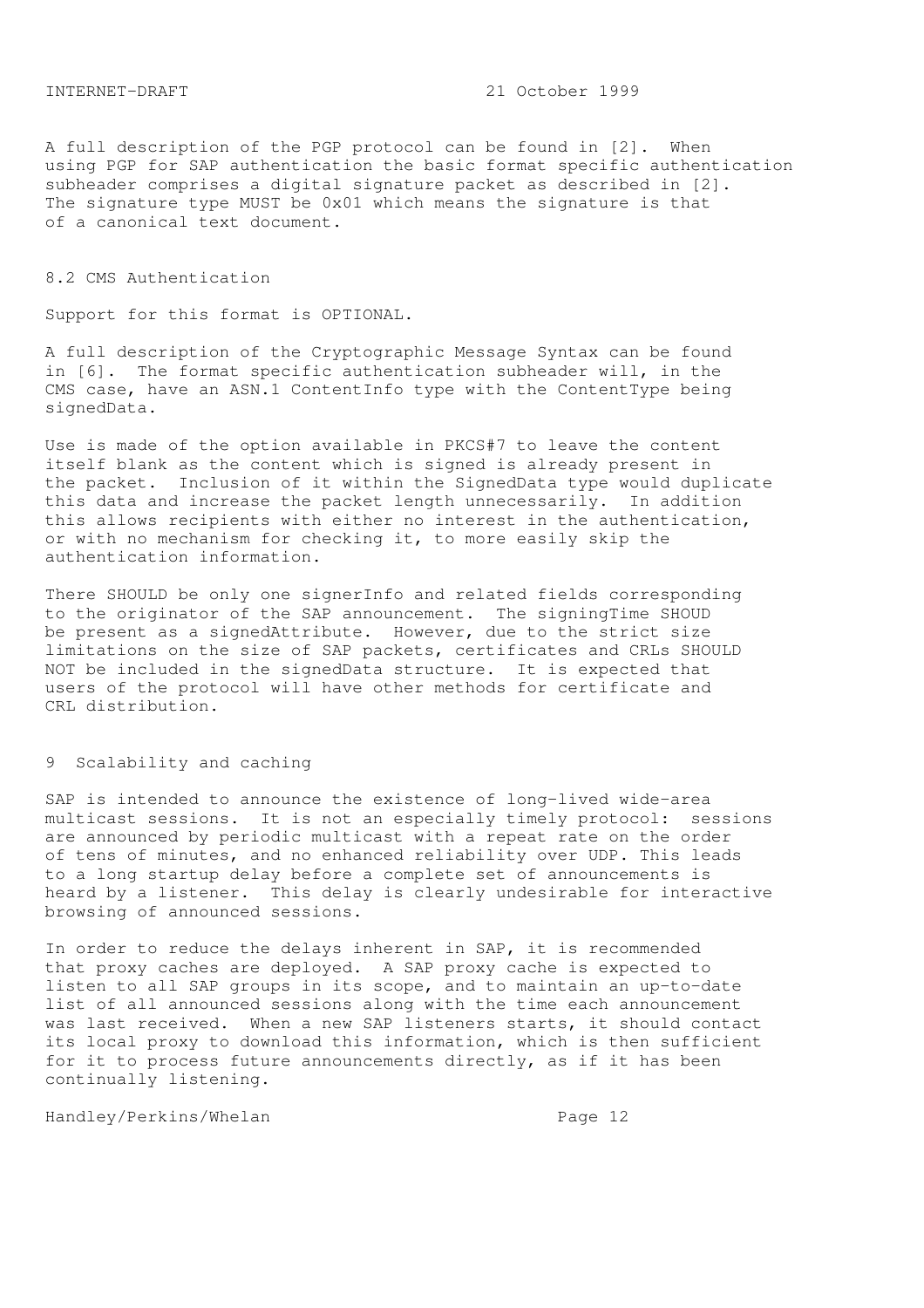A full description of the PGP protocol can be found in [2]. When using PGP for SAP authentication the basic format specific authentication subheader comprises a digital signature packet as described in [2]. The signature type MUST be 0x01 which means the signature is that of a canonical text document.

## 8.2 CMS Authentication

Support for this format is OPTIONAL.

A full description of the Cryptographic Message Syntax can be found in [6]. The format specific authentication subheader will, in the CMS case, have an ASN.1 ContentInfo type with the ContentType being signedData.

Use is made of the option available in PKCS#7 to leave the content itself blank as the content which is signed is already present in the packet. Inclusion of it within the SignedData type would duplicate this data and increase the packet length unnecessarily. In addition this allows recipients with either no interest in the authentication, or with no mechanism for checking it, to more easily skip the authentication information.

There SHOULD be only one signerInfo and related fields corresponding to the originator of the SAP announcement. The signingTime SHOUD be present as a signedAttribute. However, due to the strict size limitations on the size of SAP packets, certificates and CRLs SHOULD NOT be included in the signedData structure. It is expected that users of the protocol will have other methods for certificate and CRL distribution.

## 9 Scalability and caching

SAP is intended to announce the existence of long-lived wide-area multicast sessions. It is not an especially timely protocol: sessions are announced by periodic multicast with a repeat rate on the order of tens of minutes, and no enhanced reliability over UDP. This leads to a long startup delay before a complete set of announcements is heard by a listener. This delay is clearly undesirable for interactive browsing of announced sessions.

In order to reduce the delays inherent in SAP, it is recommended that proxy caches are deployed. A SAP proxy cache is expected to listen to all SAP groups in its scope, and to maintain an up-to-date list of all announced sessions along with the time each announcement was last received. When a new SAP listeners starts, it should contact its local proxy to download this information, which is then sufficient for it to process future announcements directly, as if it has been continually listening.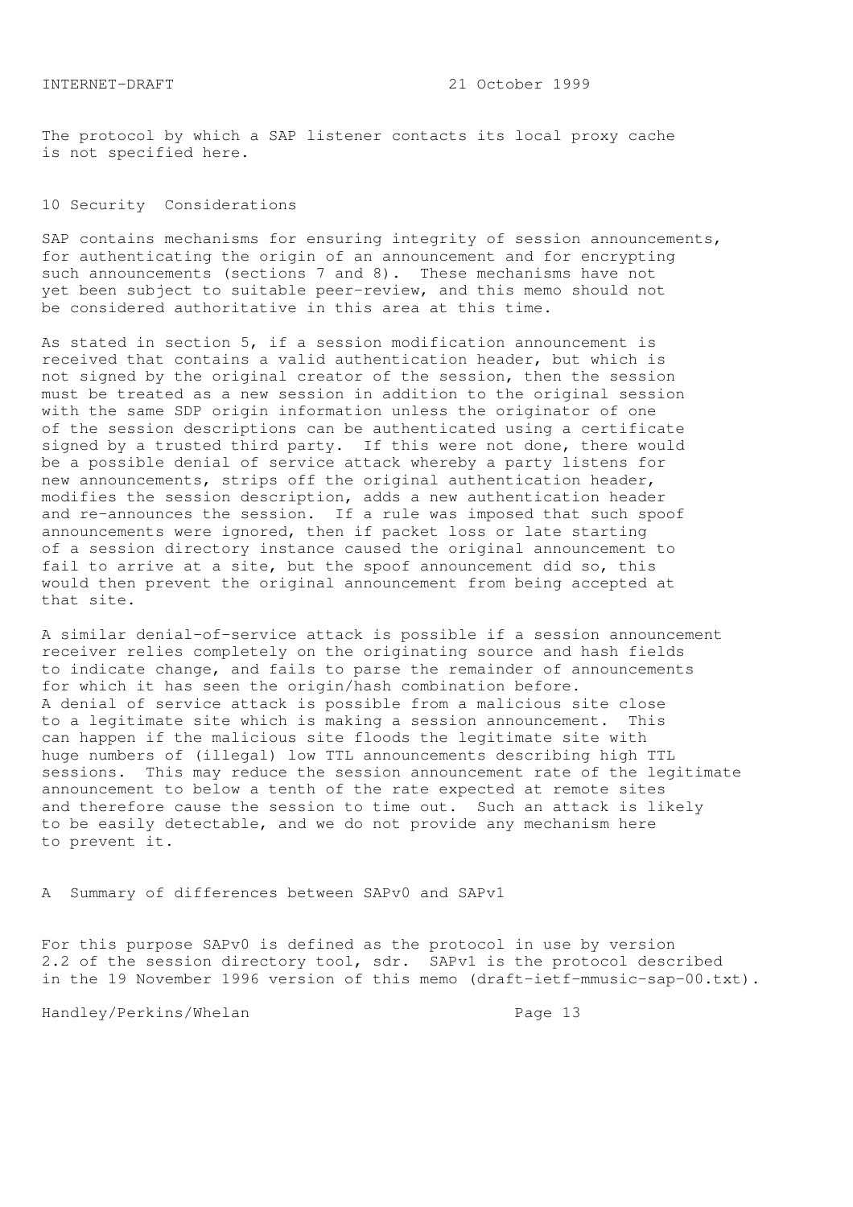The protocol by which a SAP listener contacts its local proxy cache is not specified here.

## 10 Security Considerations

SAP contains mechanisms for ensuring integrity of session announcements, for authenticating the origin of an announcement and for encrypting such announcements (sections 7 and 8). These mechanisms have not yet been subject to suitable peer-review, and this memo should not be considered authoritative in this area at this time.

As stated in section 5, if a session modification announcement is received that contains a valid authentication header, but which is not signed by the original creator of the session, then the session must be treated as a new session in addition to the original session with the same SDP origin information unless the originator of one of the session descriptions can be authenticated using a certificate signed by a trusted third party. If this were not done, there would be a possible denial of service attack whereby a party listens for new announcements, strips off the original authentication header, modifies the session description, adds a new authentication header and re-announces the session. If a rule was imposed that such spoof announcements were ignored, then if packet loss or late starting of a session directory instance caused the original announcement to fail to arrive at a site, but the spoof announcement did so, this would then prevent the original announcement from being accepted at that site.

A similar denial-of-service attack is possible if a session announcement receiver relies completely on the originating source and hash fields to indicate change, and fails to parse the remainder of announcements for which it has seen the origin/hash combination before.
A denial of service attack is possible from a malicious site close to a legitimate site which is making a session announcement. This can happen if the malicious site floods the legitimate site with huge numbers of (illegal) low TTL announcements describing high TTL sessions. This may reduce the session announcement rate of the legitimate announcement to below a tenth of the rate expected at remote sites and therefore cause the session to time out. Such an attack is likely to be easily detectable, and we do not provide any mechanism here to prevent it.

## A Summary of differences between SAPv0 and SAPv1

For this purpose SAPv0 is defined as the protocol in use by version 2.2 of the session directory tool, sdr. SAPv1 is the protocol described in the 19 November 1996 version of this memo (draft-ietf-mmusic-sap-00.txt).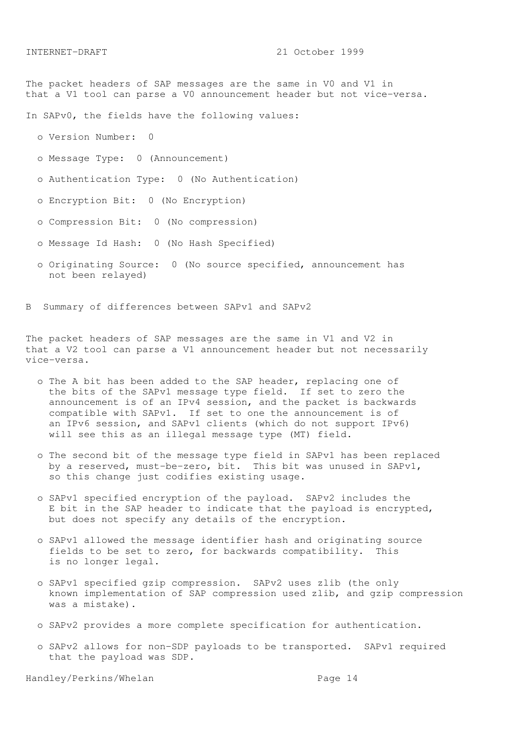The packet headers of SAP messages are the same in V0 and V1 in that a V1 tool can parse a V0 announcement header but not vice-versa.

In SAPv0, the fields have the following values:

- Version Number: 0
- Message Type: 0 (Announcement)
- Authentication Type: 0 (No Authentication)
- Encryption Bit: 0 (No Encryption)
- Compression Bit: 0 (No compression)
- Message Id Hash: 0 (No Hash Specified)
- Originating Source: 0 (No source specified, announcement has not been relayed)

## B Summary of differences between SAPv1 and SAPv2

The packet headers of SAP messages are the same in V1 and V2 in that a V2 tool can parse a V1 announcement header but not necessarily vice-versa.

- The A bit has been added to the SAP header, replacing one of the bits of the SAPv1 message type field. If set to zero the announcement is of an IPv4 session, and the packet is backwards compatible with SAPv1. If set to one the announcement is of an IPv6 session, and SAPv1 clients (which do not support IPv6) will see this as an illegal message type (MT) field.
- The second bit of the message type field in SAPv1 has been replaced by a reserved, must-be-zero, bit. This bit was unused in SAPv1, so this change just codifies existing usage.
- SAPv1 specified encryption of the payload. SAPv2 includes the E bit in the SAP header to indicate that the payload is encrypted, but does not specify any details of the encryption.
- SAPv1 allowed the message identifier hash and originating source fields to be set to zero, for backwards compatibility. This is no longer legal.
- SAPv1 specified gzip compression. SAPv2 uses zlib (the only known implementation of SAP compression used zlib, and gzip compression was a mistake).
- SAPv2 provides a more complete specification for authentication.
- SAPv2 allows for non-SDP payloads to be transported. SAPv1 required that the payload was SDP.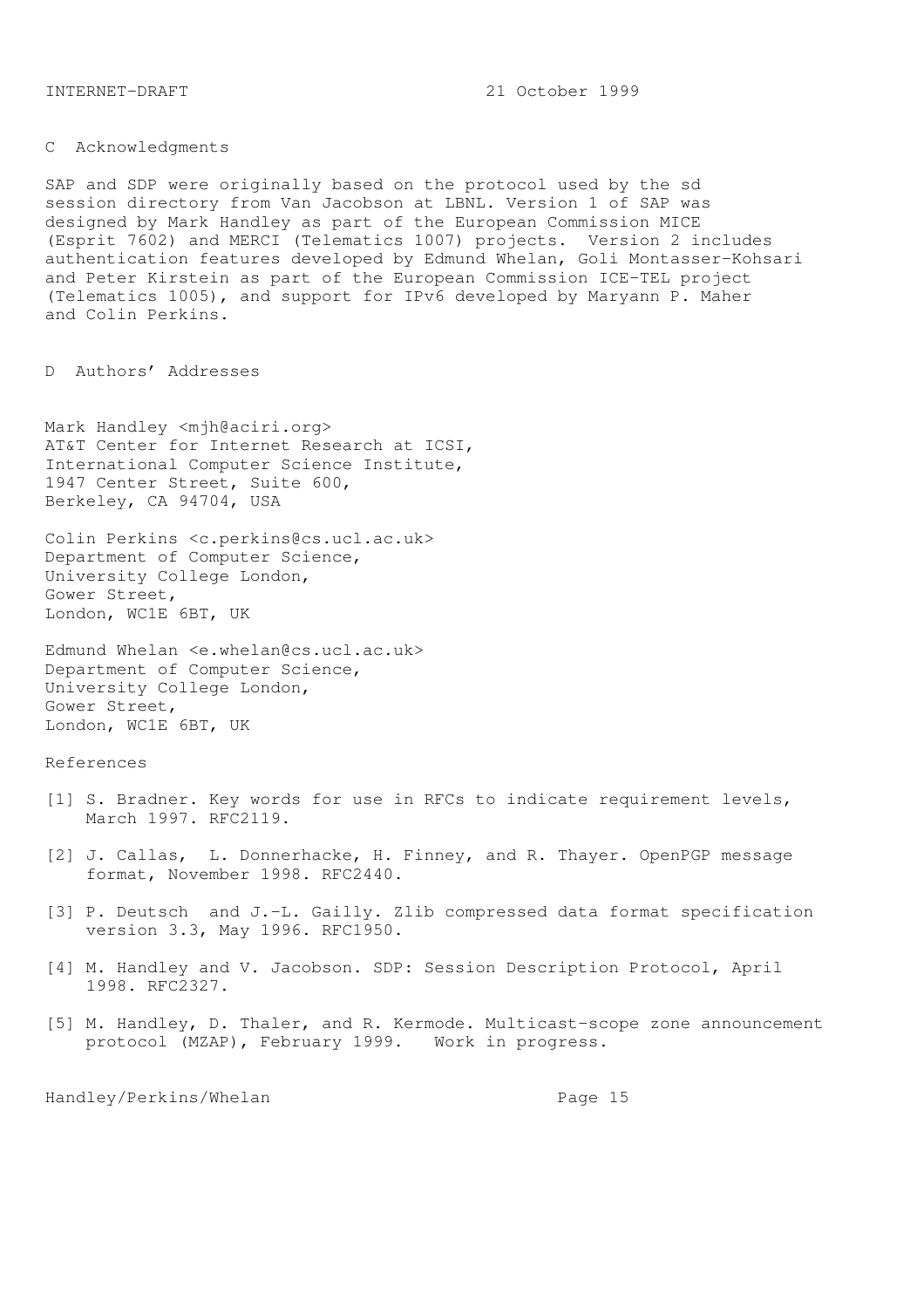## C Acknowledgments

SAP and SDP were originally based on the protocol used by the sd session directory from Van Jacobson at LBNL. Version 1 of SAP was designed by Mark Handley as part of the European Commission MICE (Esprit 7602) and MERCI (Telematics 1007) projects. Version 2 includes authentication features developed by Edmund Whelan, Goli Montasser-Kohsari and Peter Kirstein as part of the European Commission ICE-TEL project (Telematics 1005), and support for IPv6 developed by Maryann P. Maher and Colin Perkins.

## D Authors' Addresses

Mark Handley <mjh@aciri.org>
AT&T Center for Internet Research at ICSI,
International Computer Science Institute,
1947 Center Street, Suite 600,
Berkeley, CA 94704, USA

Colin Perkins <c.perkins@cs.ucl.ac.uk>
Department of Computer Science,
University College London,
Gower Street,
London, WC1E 6BT, UK

Edmund Whelan <e.whelan@cs.ucl.ac.uk>
Department of Computer Science,
University College London,
Gower Street,
London, WC1E 6BT, UK

## References

[1] S. Bradner. Key words for use in RFCs to indicate requirement levels, March 1997. RFC2119.

[2] J. Callas, L. Donnerhacke, H. Finney, and R. Thayer. OpenPGP message format, November 1998. RFC2440.

[3] P. Deutsch and J.-L. Gailly. Zlib compressed data format specification version 3.3, May 1996. RFC1950.

[4] M. Handley and V. Jacobson. SDP: Session Description Protocol, April 1998. RFC2327.

[5] M. Handley, D. Thaler, and R. Kermode. Multicast-scope zone announcement protocol (MZAP), February 1999. Work in progress.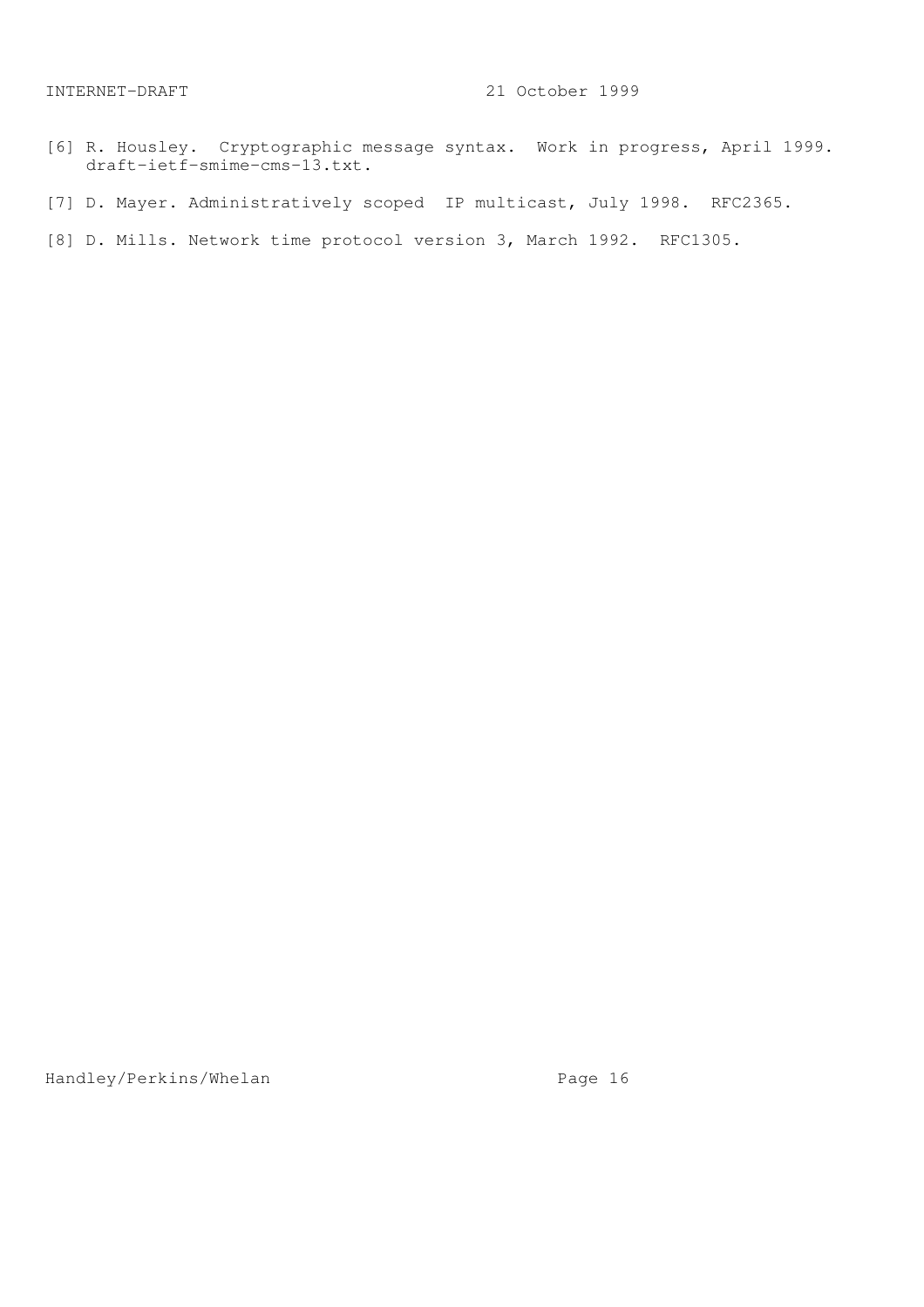[6] R. Housley. Cryptographic message syntax. Work in progress, April 1999. draft-ietf-smime-cms-13.txt.

[7] D. Mayer. Administratively scoped IP multicast, July 1998. RFC2365.

[8] D. Mills. Network time protocol version 3, March 1992. RFC1305.